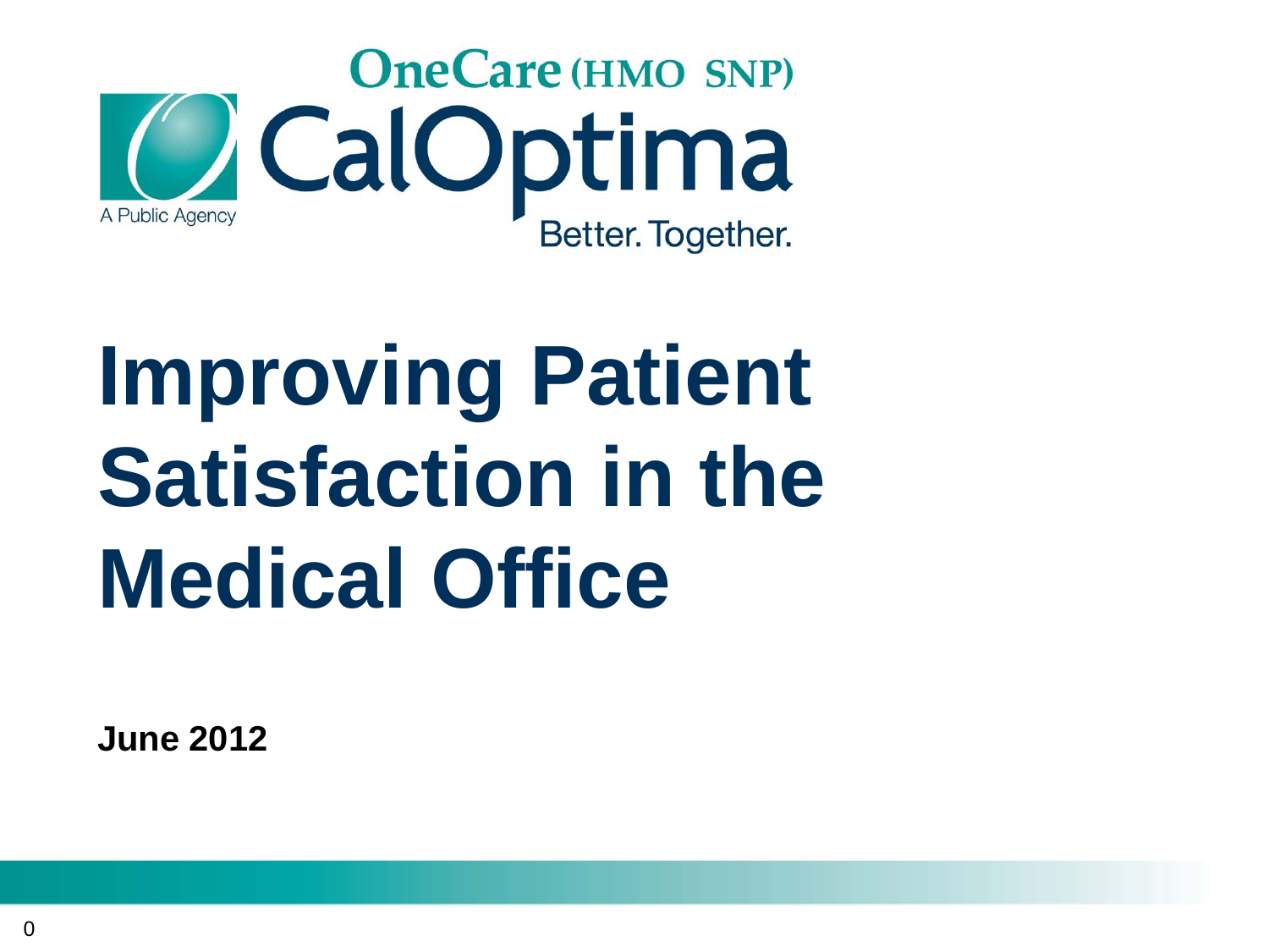OneCare (HMO SNP)

CalOptima

A Public Agency

Better. Together.

# Improving Patient Satisfaction in the Medical Office

**June 2012**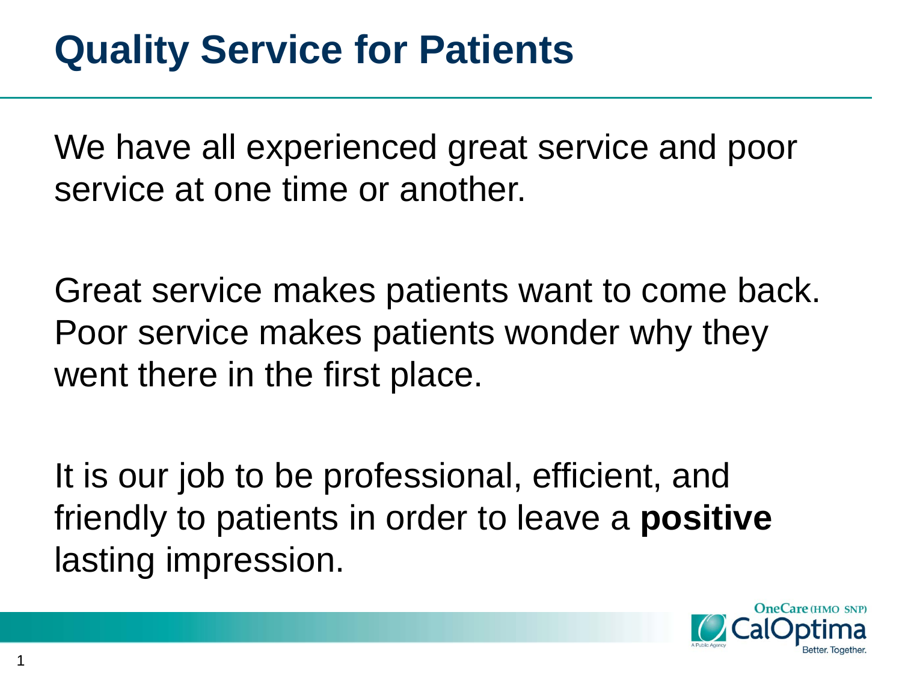# Quality Service for Patients

We have all experienced great service and poor service at one time or another.

Great service makes patients want to come back. Poor service makes patients wonder why they went there in the first place.

It is our job to be professional, efficient, and friendly to patients in order to leave a **positive** lasting impression.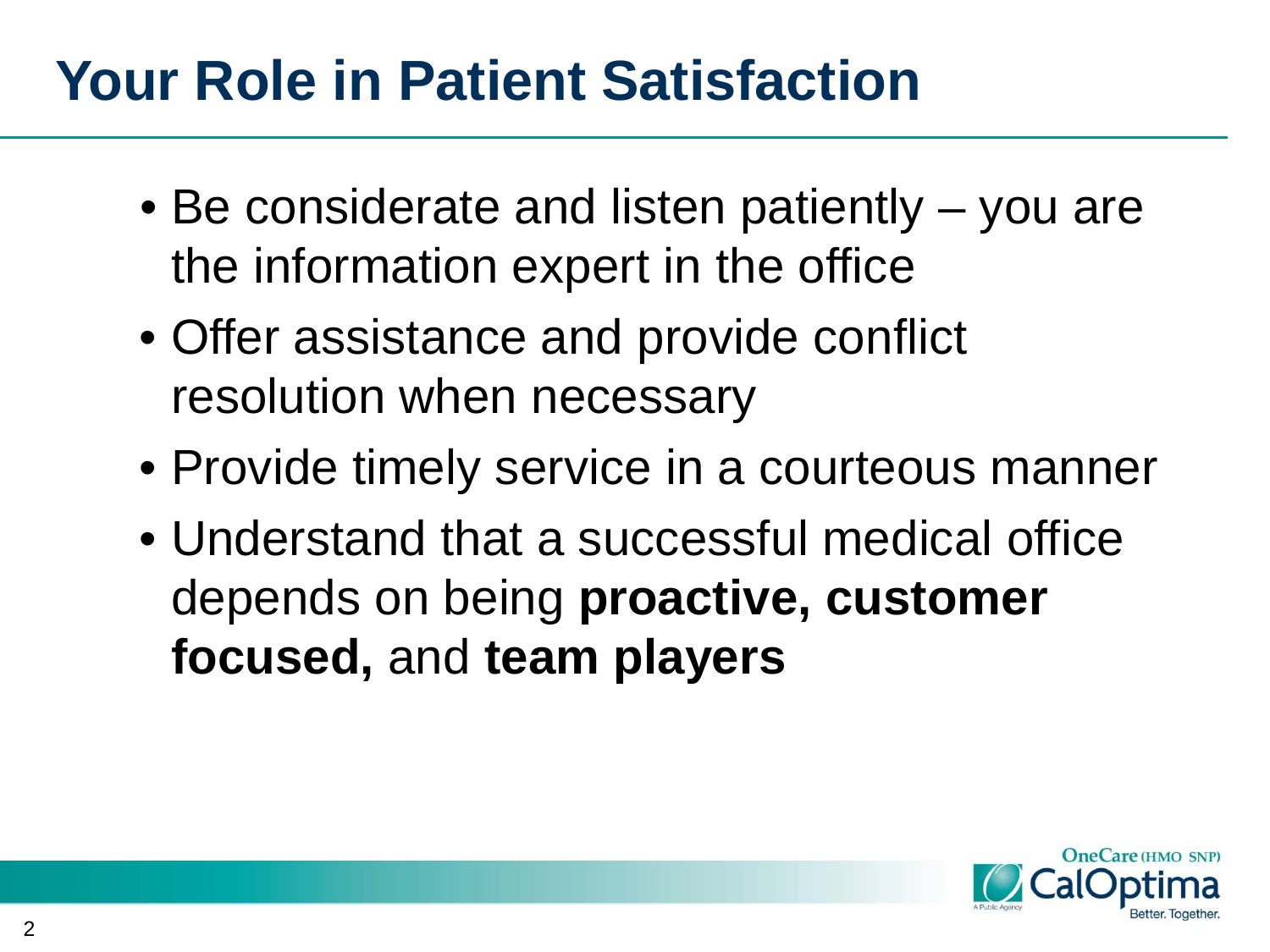# Your Role in Patient Satisfaction

- Be considerate and listen patiently – you are the information expert in the office
- Offer assistance and provide conflict resolution when necessary
- Provide timely service in a courteous manner
- Understand that a successful medical office depends on being **proactive, customer focused,** and **team players**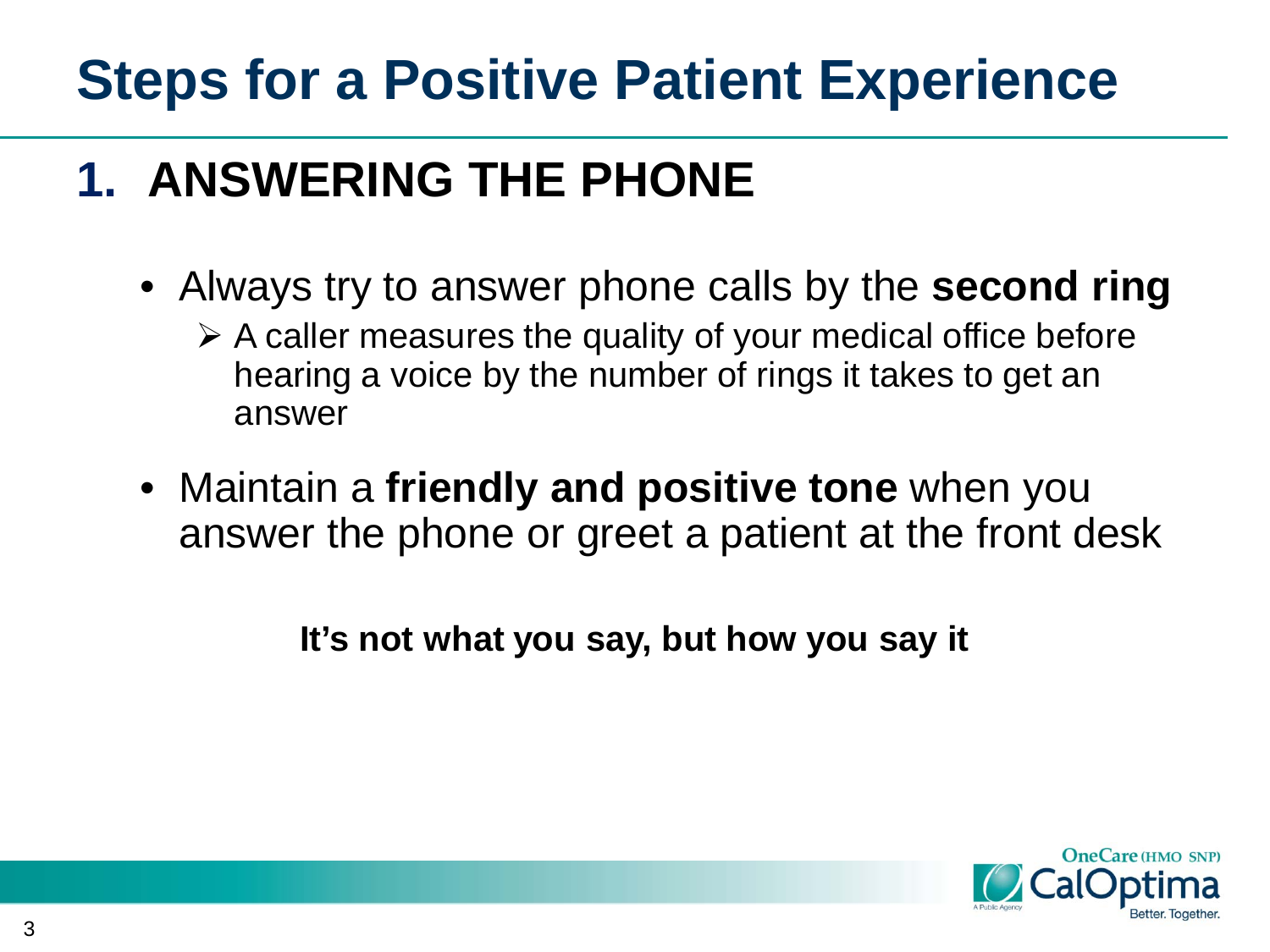# Steps for a Positive Patient Experience

## 1. ANSWERING THE PHONE

- Always try to answer phone calls by the **second ring**
  - A caller measures the quality of your medical office before hearing a voice by the number of rings it takes to get an answer
- Maintain a **friendly and positive tone** when you answer the phone or greet a patient at the front desk

**It's not what you say, but how you say it**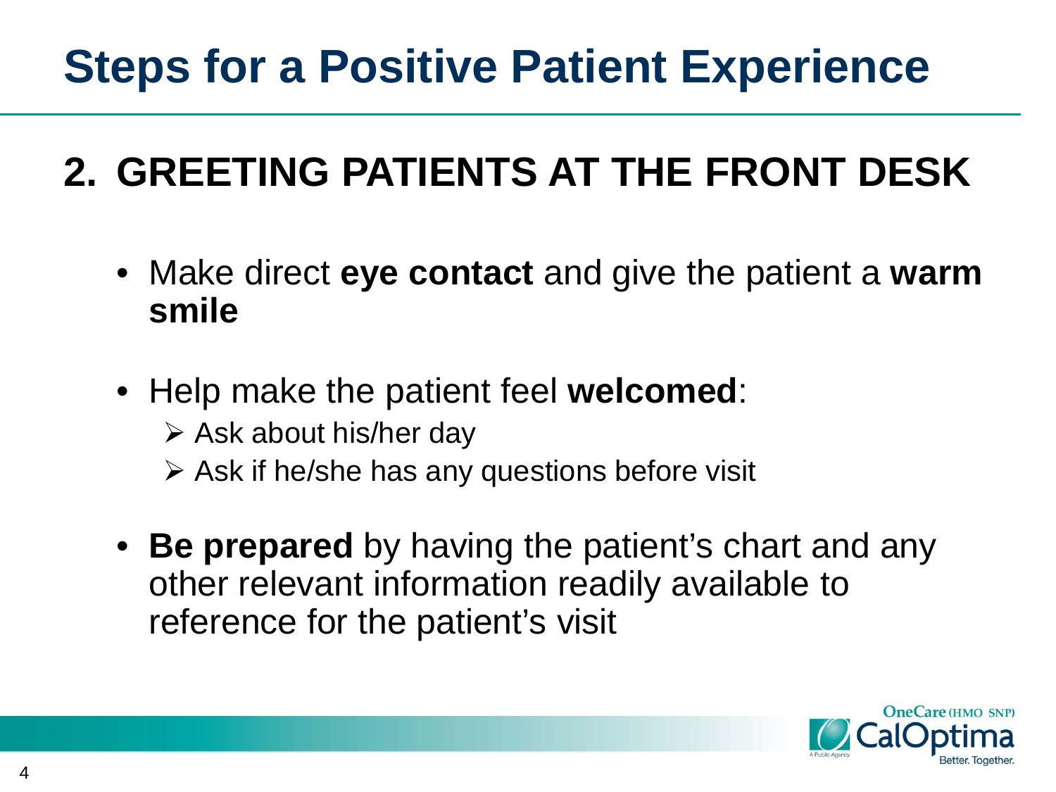# Steps for a Positive Patient Experience

## 2. GREETING PATIENTS AT THE FRONT DESK

- Make direct **eye contact** and give the patient a **warm smile**
- Help make the patient feel **welcomed**:
  - Ask about his/her day
  - Ask if he/she has any questions before visit
- **Be prepared** by having the patient's chart and any other relevant information readily available to reference for the patient's visit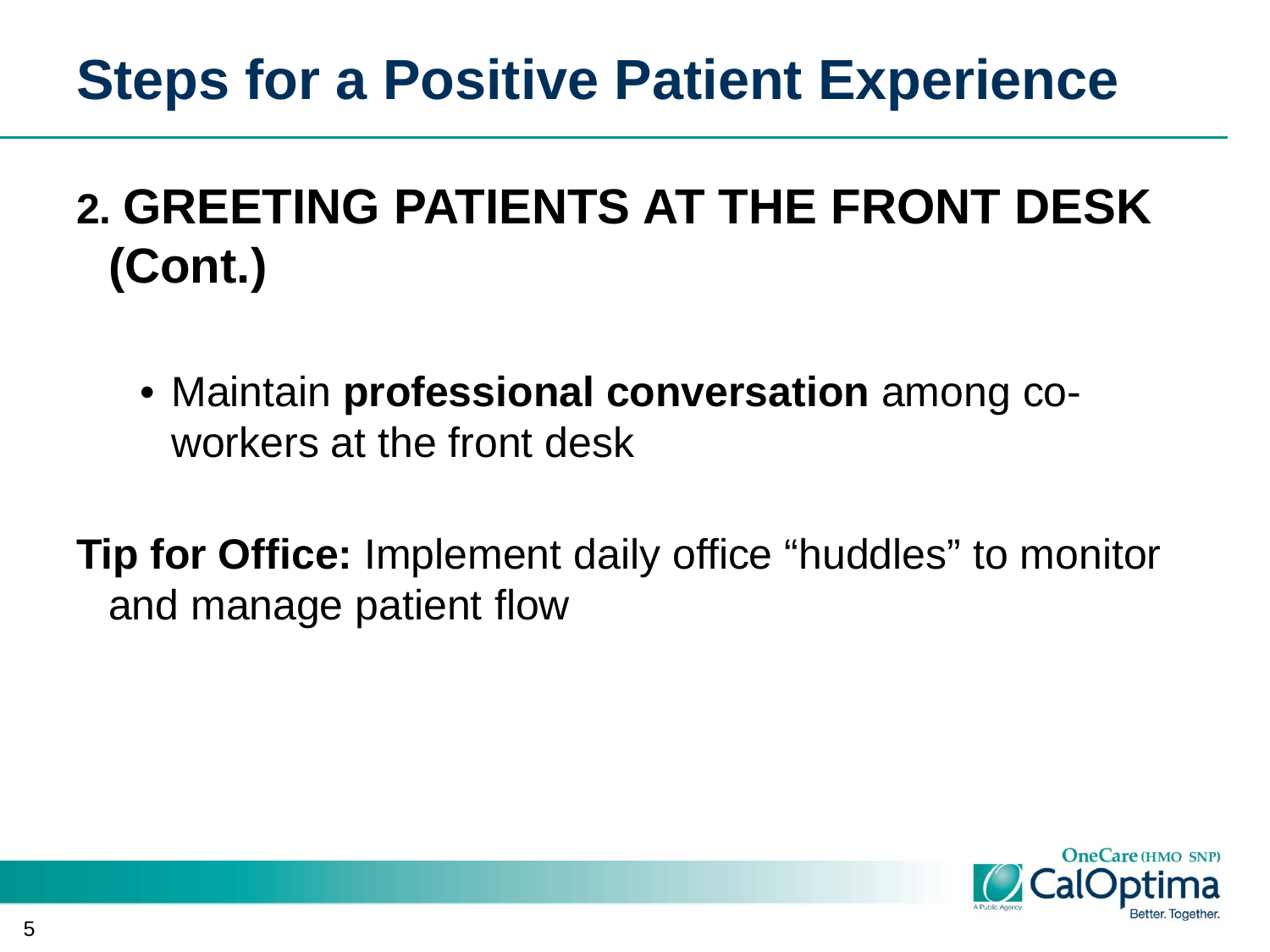# Steps for a Positive Patient Experience

## 2. GREETING PATIENTS AT THE FRONT DESK (Cont.)

- Maintain **professional conversation** among co-workers at the front desk

**Tip for Office:** Implement daily office “huddles” to monitor and manage patient flow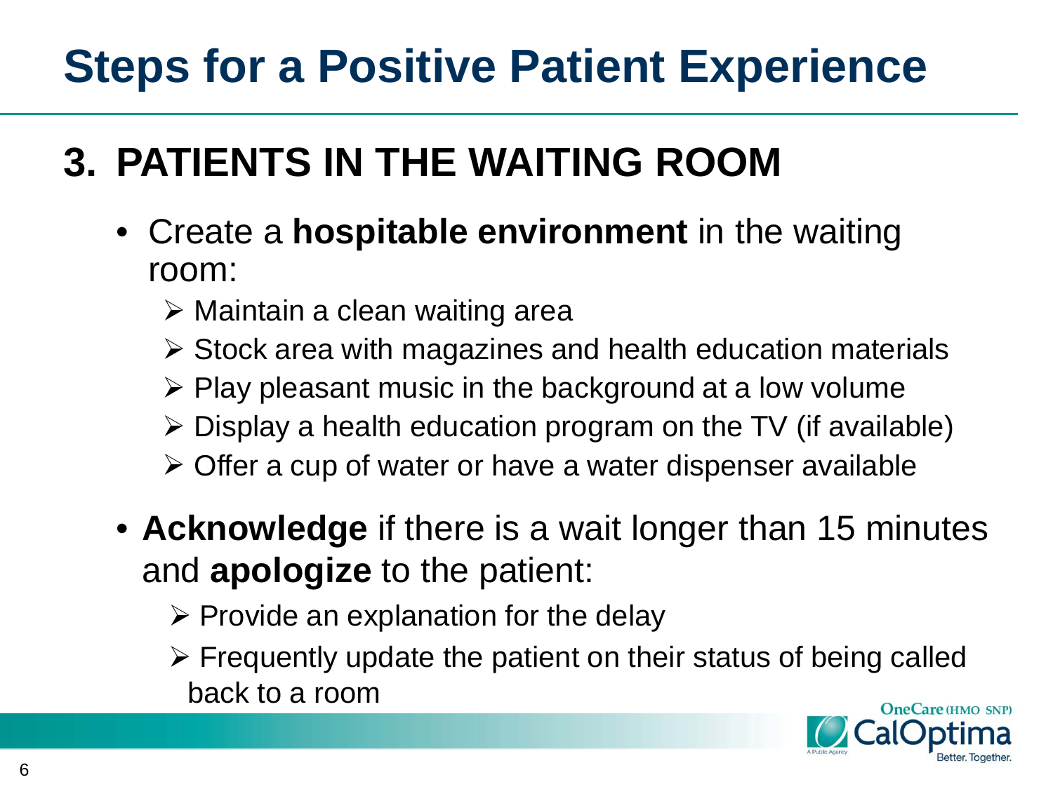# Steps for a Positive Patient Experience

## 3. PATIENTS IN THE WAITING ROOM

- Create a **hospitable environment** in the waiting room:
  - Maintain a clean waiting area
  - Stock area with magazines and health education materials
  - Play pleasant music in the background at a low volume
  - Display a health education program on the TV (if available)
  - Offer a cup of water or have a water dispenser available
- **Acknowledge** if there is a wait longer than 15 minutes and **apologize** to the patient:
  - Provide an explanation for the delay
  - Frequently update the patient on their status of being called back to a room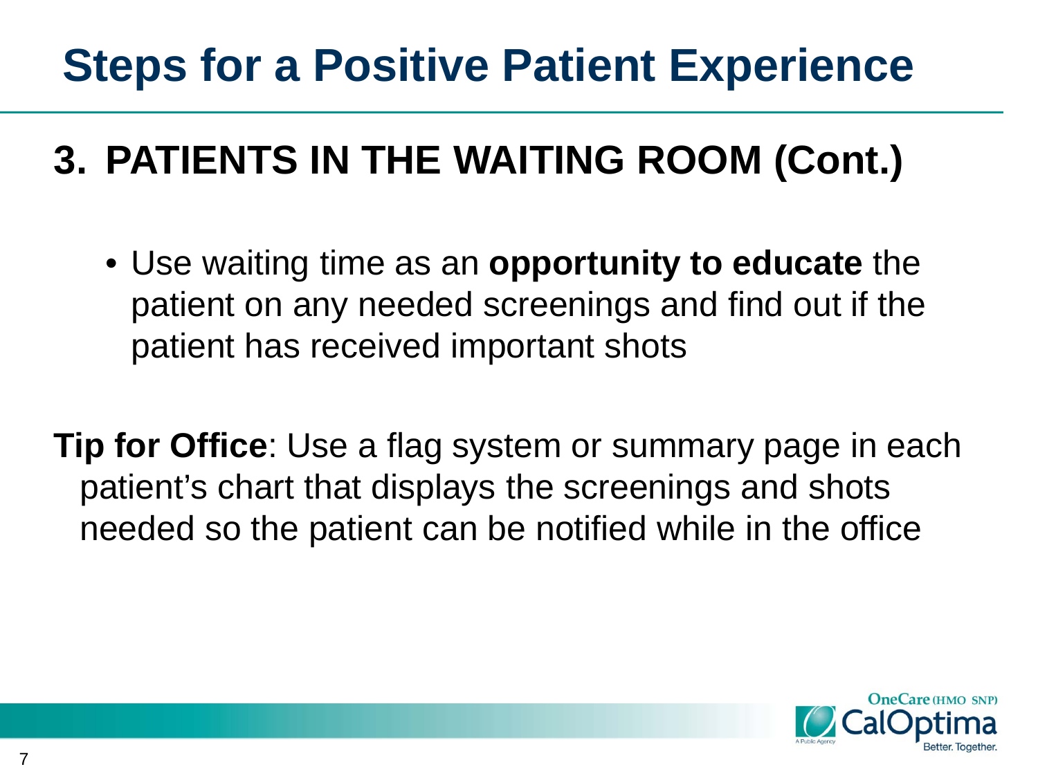# Steps for a Positive Patient Experience

## 3. PATIENTS IN THE WAITING ROOM (Cont.)

- Use waiting time as an **opportunity to educate** the patient on any needed screenings and find out if the patient has received important shots

**Tip for Office**: Use a flag system or summary page in each patient's chart that displays the screenings and shots needed so the patient can be notified while in the office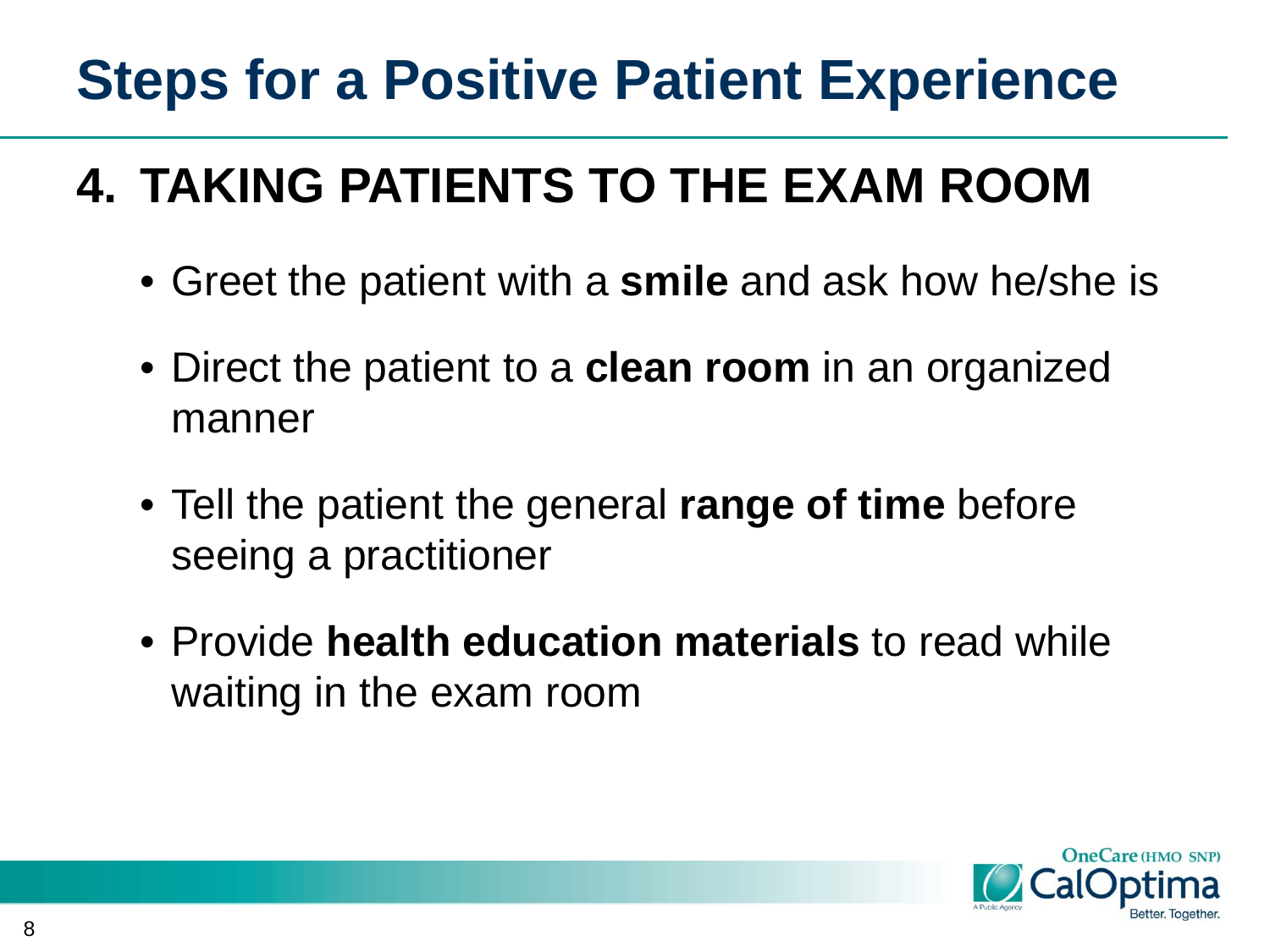# Steps for a Positive Patient Experience

## 4. TAKING PATIENTS TO THE EXAM ROOM

- Greet the patient with a **smile** and ask how he/she is
- Direct the patient to a **clean room** in an organized manner
- Tell the patient the general **range of time** before seeing a practitioner
- Provide **health education materials** to read while waiting in the exam room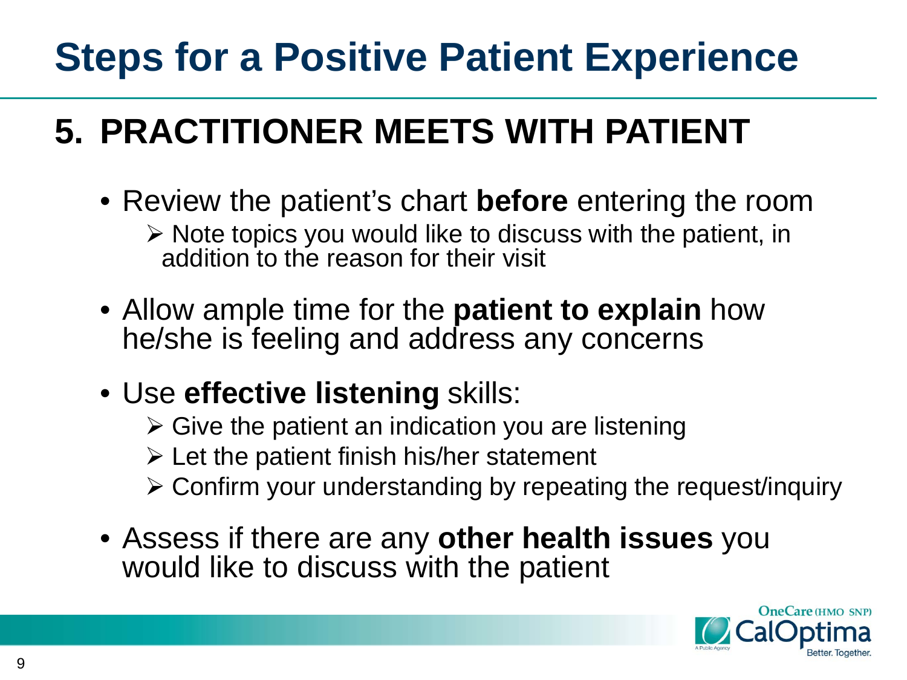# Steps for a Positive Patient Experience

## 5. PRACTITIONER MEETS WITH PATIENT

- Review the patient's chart **before** entering the room
  - Note topics you would like to discuss with the patient, in addition to the reason for their visit
- Allow ample time for the **patient to explain** how he/she is feeling and address any concerns
- Use **effective listening** skills:
  - Give the patient an indication you are listening
  - Let the patient finish his/her statement
  - Confirm your understanding by repeating the request/inquiry
- Assess if there are any **other health issues** you would like to discuss with the patient

OneCare (HMO SNP) CalOptima A Public Agency Better. Together.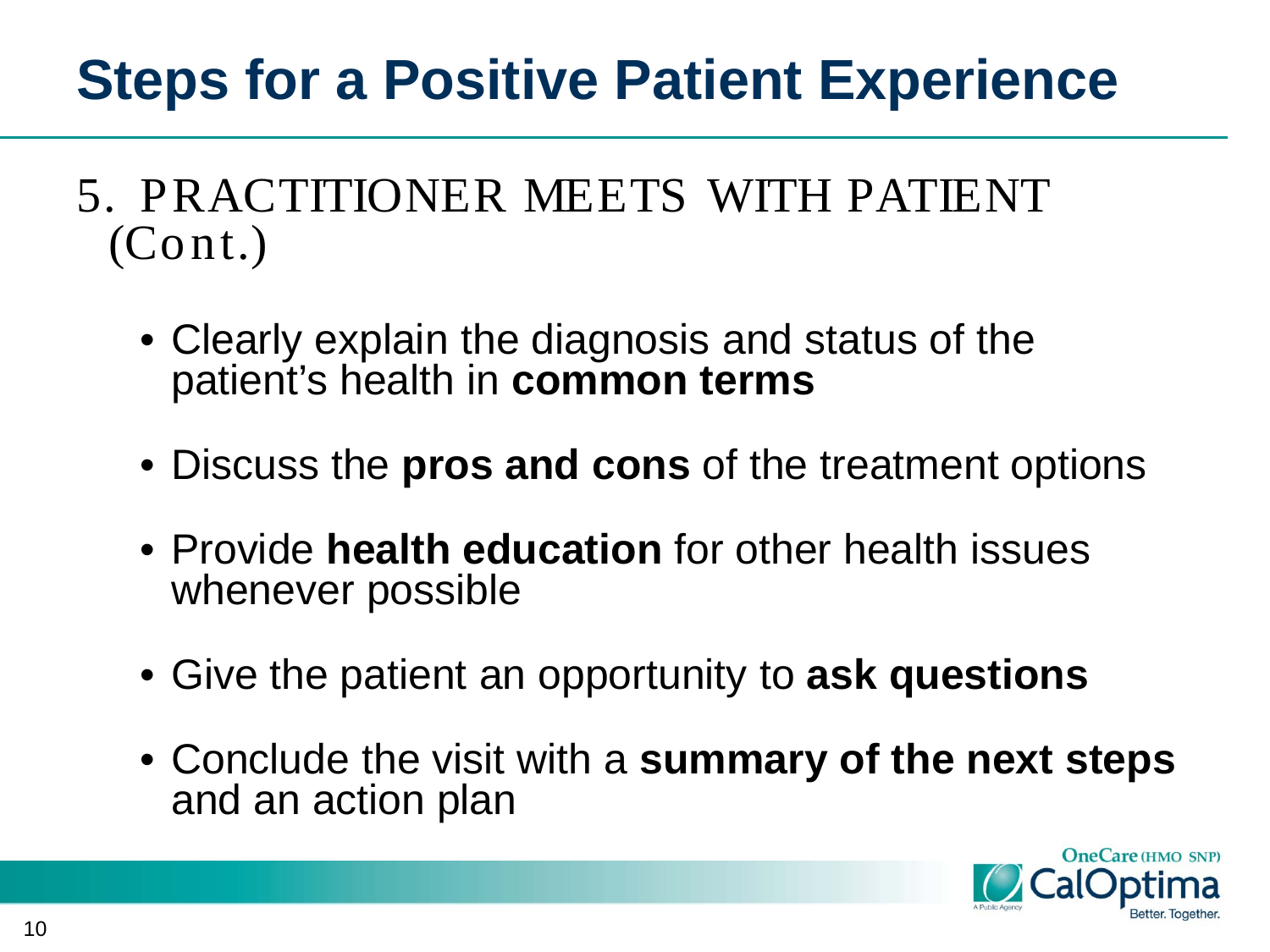# Steps for a Positive Patient Experience

## 5. PRACTITIONER MEETS WITH PATIENT (Cont.)

- Clearly explain the diagnosis and status of the patient's health in **common terms**
- Discuss the **pros and cons** of the treatment options
- Provide **health education** for other health issues whenever possible
- Give the patient an opportunity to **ask questions**
- Conclude the visit with a **summary of the next steps** and an action plan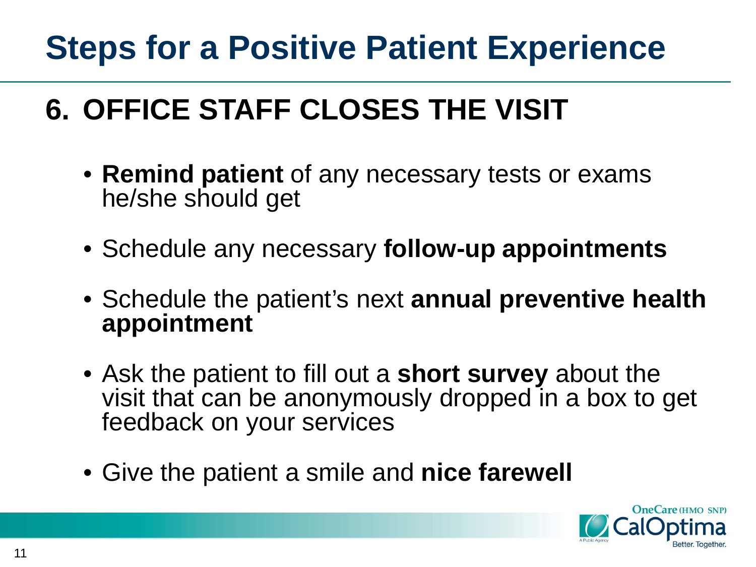# Steps for a Positive Patient Experience

## 6. OFFICE STAFF CLOSES THE VISIT

- **Remind patient** of any necessary tests or exams he/she should get
- Schedule any necessary **follow-up appointments**
- Schedule the patient's next **annual preventive health appointment**
- Ask the patient to fill out a **short survey** about the visit that can be anonymously dropped in a box to get feedback on your services
- Give the patient a smile and **nice farewell**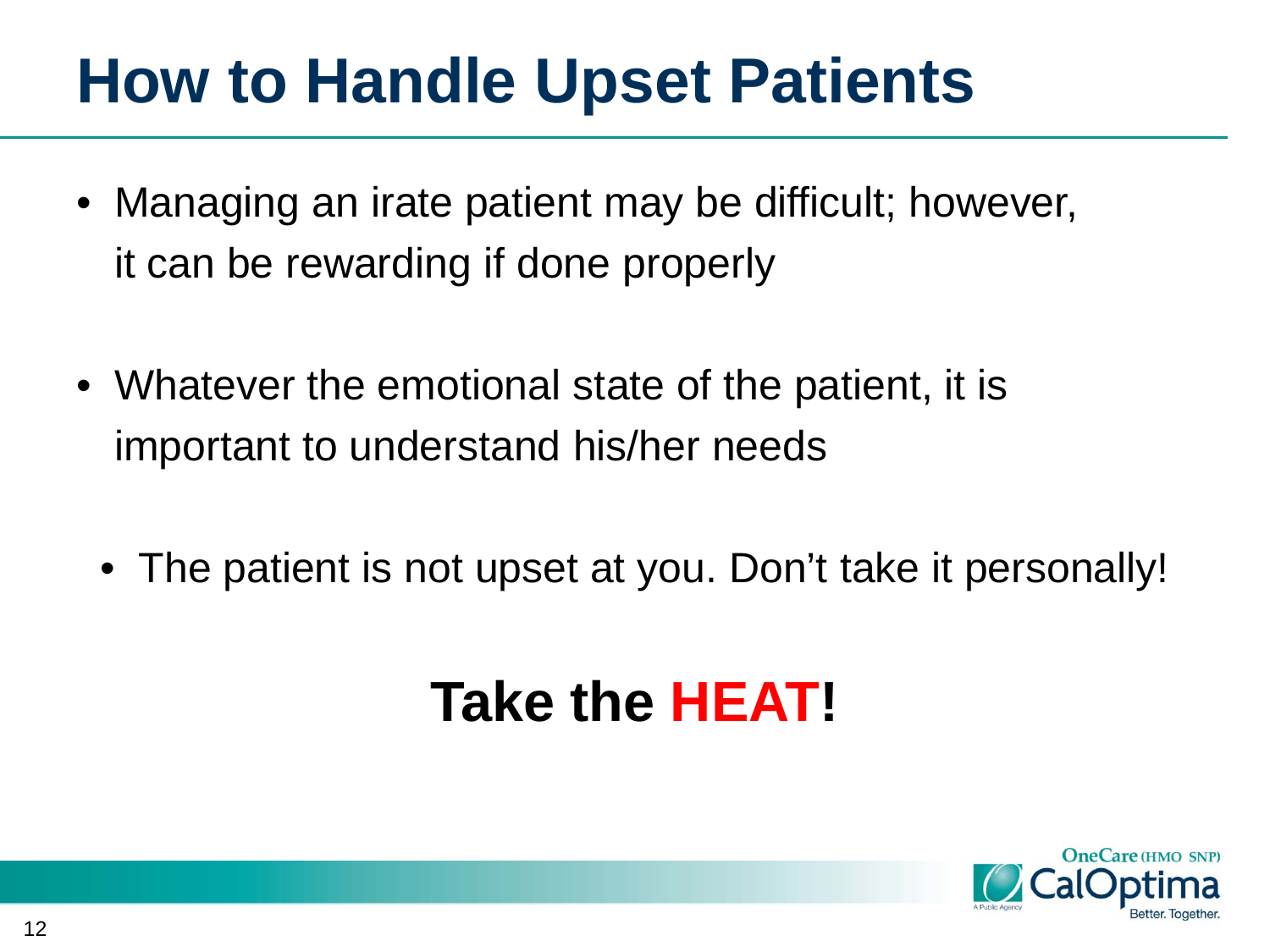# How to Handle Upset Patients

- Managing an irate patient may be difficult; however, it can be rewarding if done properly
- Whatever the emotional state of the patient, it is important to understand his/her needs
  - The patient is not upset at you. Don't take it personally!

**Take the HEAT!**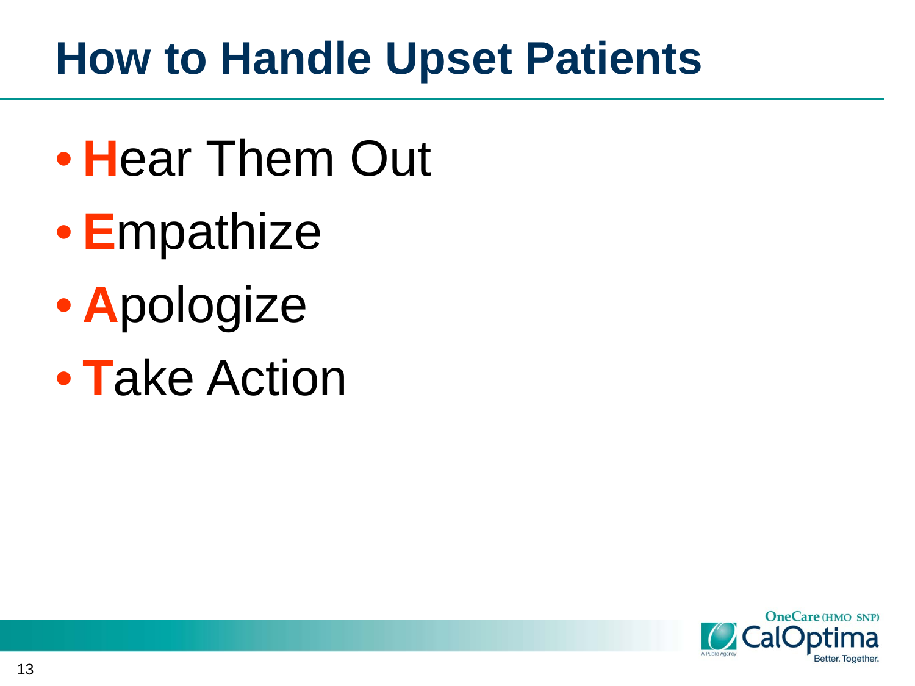# How to Handle Upset Patients

- **H**ear Them Out
- **E**mpathize
- **A**pologize
- **T**ake Action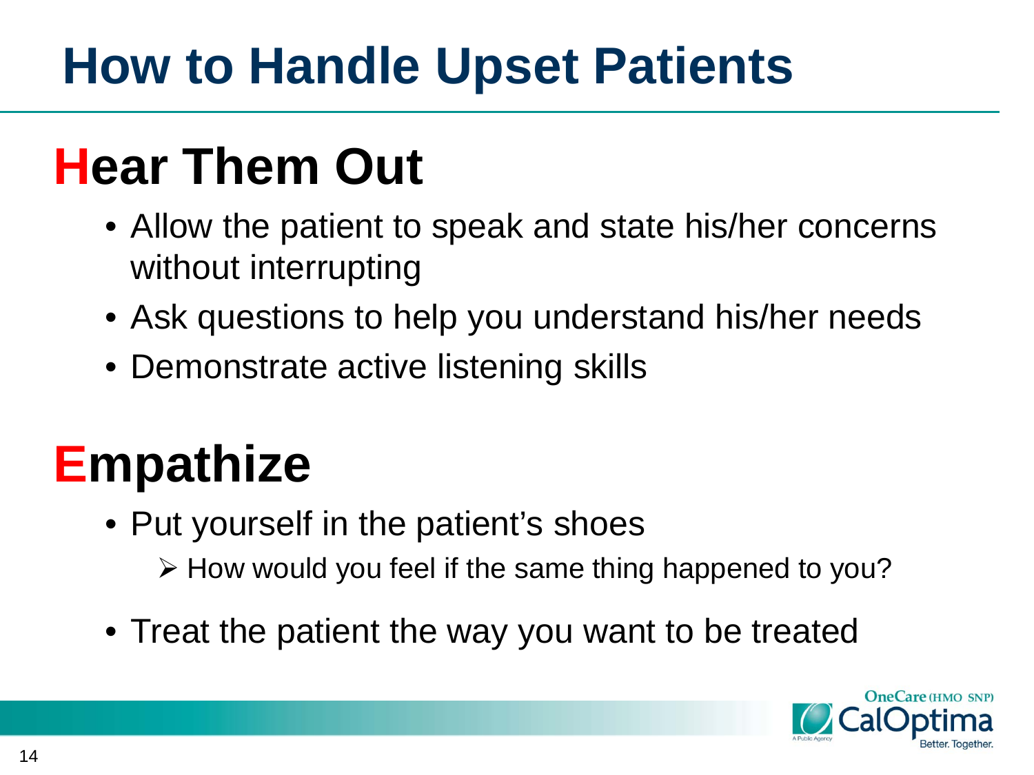# How to Handle Upset Patients

## Hear Them Out

- Allow the patient to speak and state his/her concerns without interrupting
- Ask questions to help you understand his/her needs
- Demonstrate active listening skills

## Empathize

- Put yourself in the patient's shoes
  - How would you feel if the same thing happened to you?
- Treat the patient the way you want to be treated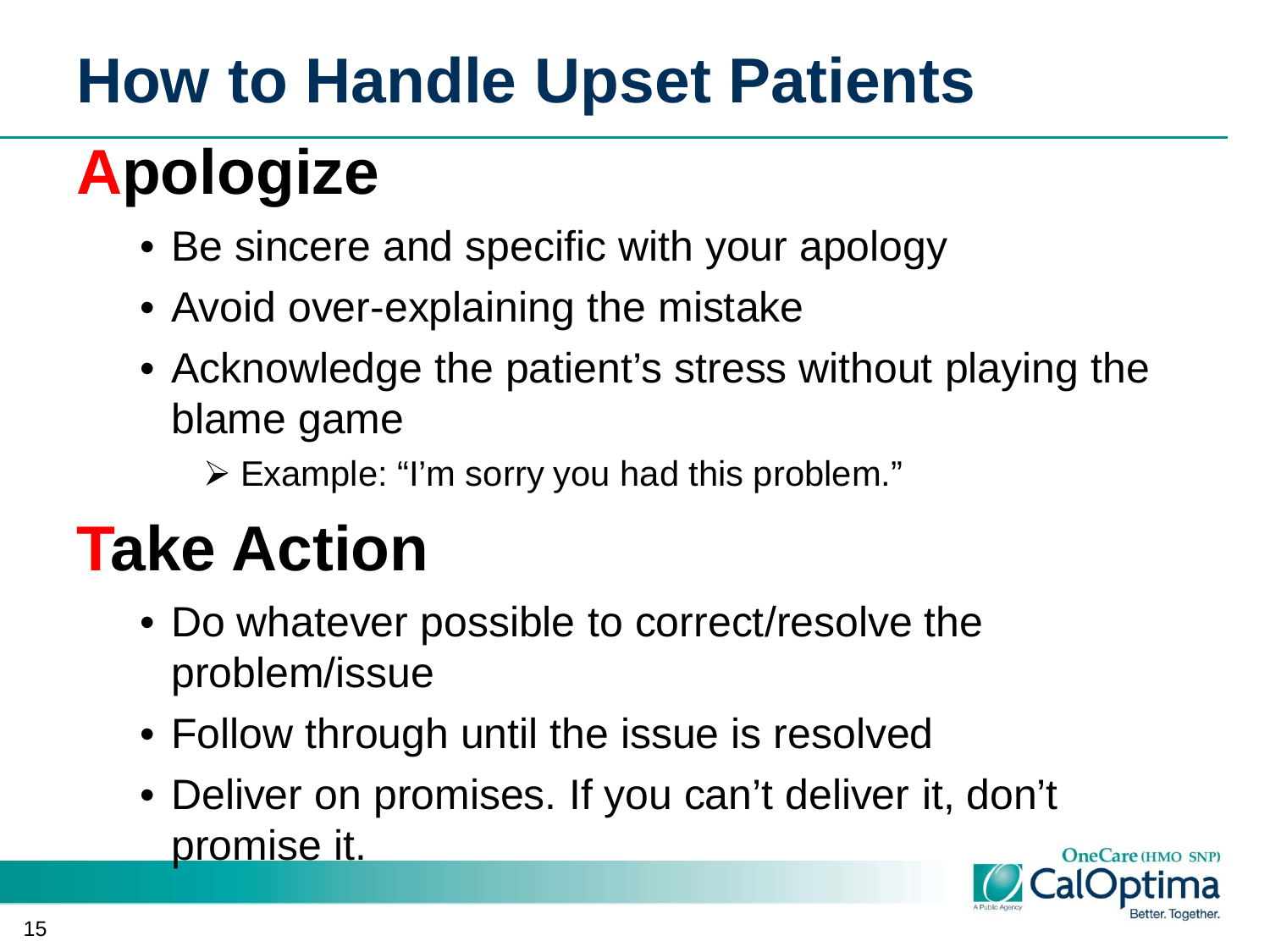# How to Handle Upset Patients

## Apologize

- Be sincere and specific with your apology
- Avoid over-explaining the mistake
- Acknowledge the patient's stress without playing the blame game
  - Example: "I'm sorry you had this problem."

## Take Action

- Do whatever possible to correct/resolve the problem/issue
- Follow through until the issue is resolved
- Deliver on promises. If you can't deliver it, don't promise it.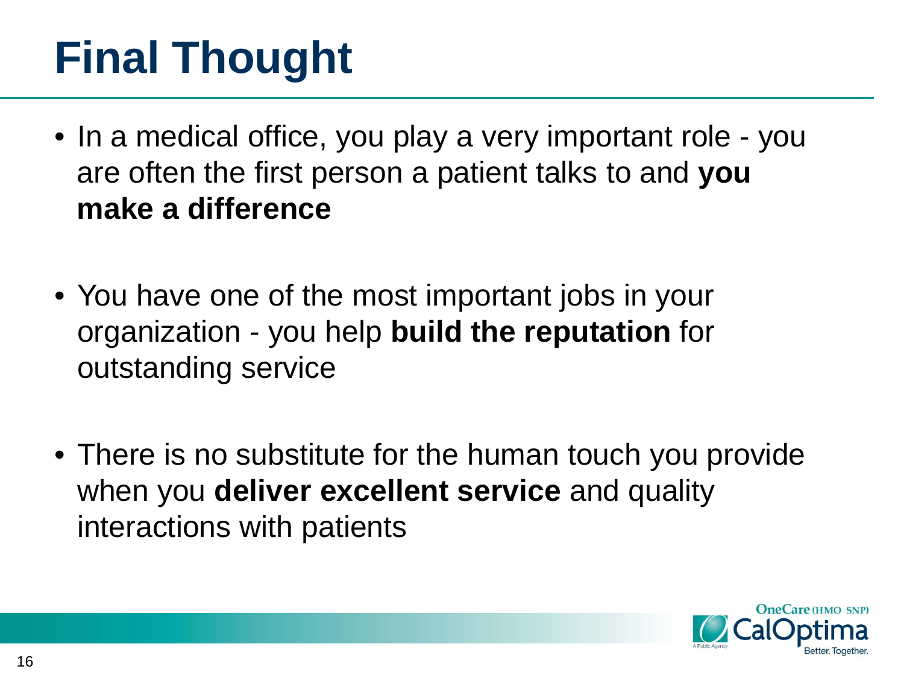# Final Thought

- In a medical office, you play a very important role - you are often the first person a patient talks to and **you make a difference**

- You have one of the most important jobs in your organization - you help **build the reputation** for outstanding service

- There is no substitute for the human touch you provide when you **deliver excellent service** and quality interactions with patients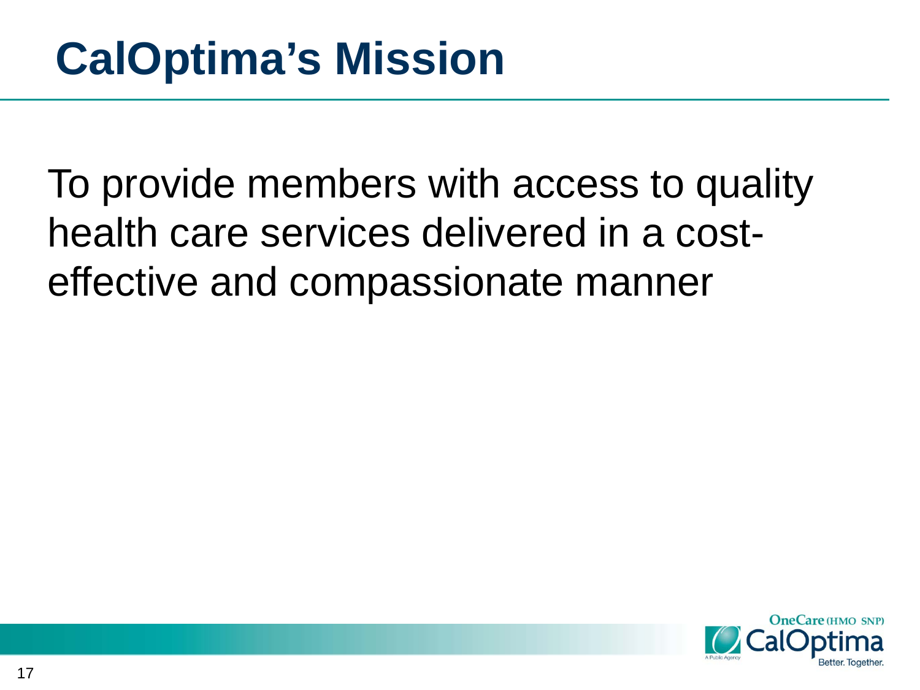# CalOptima's Mission

To provide members with access to quality health care services delivered in a cost-effective and compassionate manner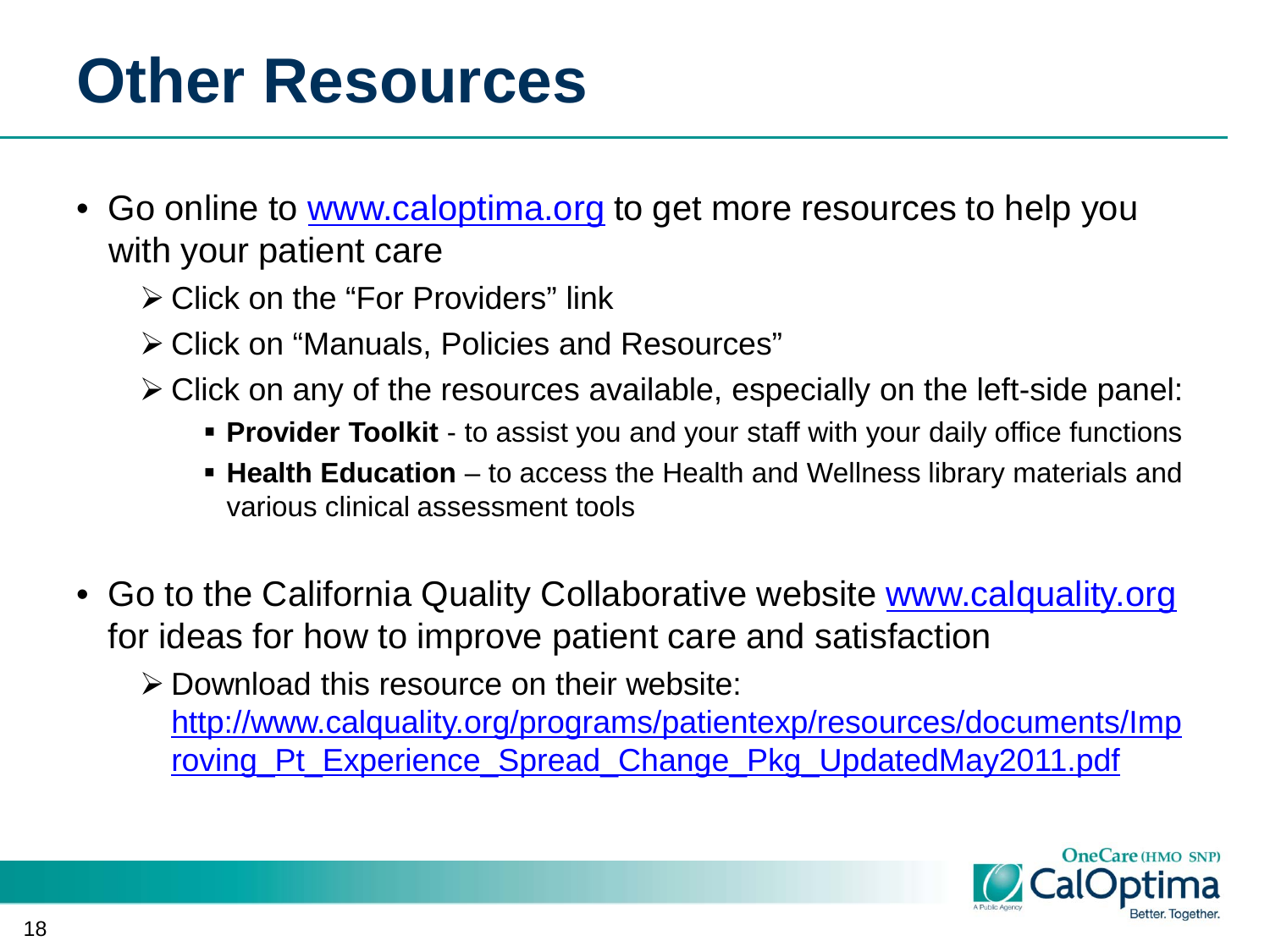# Other Resources

- Go online to www.caloptima.org to get more resources to help you with your patient care
  - Click on the "For Providers" link
  - Click on "Manuals, Policies and Resources"
  - Click on any of the resources available, especially on the left-side panel:
    - **Provider Toolkit** - to assist you and your staff with your daily office functions
    - **Health Education** – to access the Health and Wellness library materials and various clinical assessment tools

- Go to the California Quality Collaborative website www.calquality.org for ideas for how to improve patient care and satisfaction
  - Download this resource on their website: http://www.calquality.org/programs/patientexp/resources/documents/Improving_Pt_Experience_Spread_Change_Pkg_UpdatedMay2011.pdf

OneCare (HMO SNP) CalOptima A Public Agency Better. Together.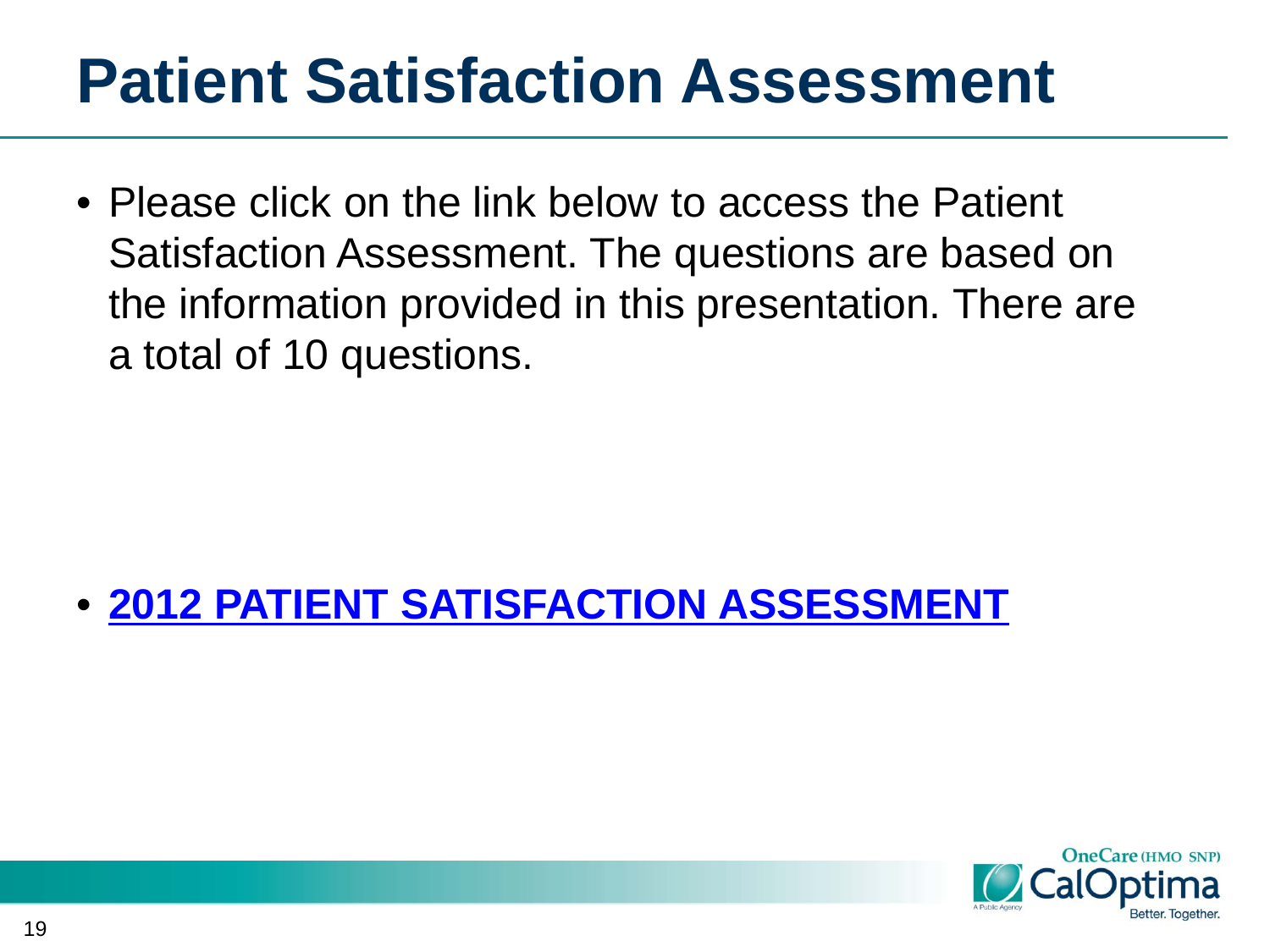# Patient Satisfaction Assessment

- Please click on the link below to access the Patient Satisfaction Assessment. The questions are based on the information provided in this presentation. There are a total of 10 questions.

- **2012 PATIENT SATISFACTION ASSESSMENT**